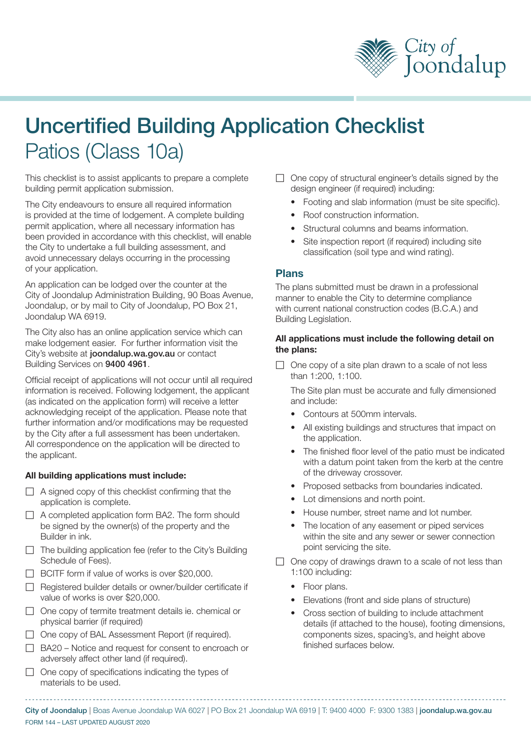# Uncertified Building Application Checklist

## Patios (Class 10a)

This checklist is to assist applicants to prepare a complete building permit application submission.

The City endeavours to ensure all required information is provided at the time of lodgement. A complete building permit application, where all necessary information has been provided in accordance with this checklist, will enable the City to undertake a full building assessment, and avoid unnecessary delays occurring in the processing of your application.

An application can be lodged over the counter at the City of Joondalup Administration Building, 90 Boas Avenue, Joondalup, or by mail to City of Joondalup, PO Box 21, Joondalup WA 6919.

The City also has an online application service which can make lodgement easier. For further information visit the City's website at **joondalup.wa.gov.au** or contact Building Services on **9400 4961**.

Official receipt of applications will not occur until all required information is received. Following lodgement, the applicant (as indicated on the application form) will receive a letter acknowledging receipt of the application. Please note that further information and/or modifications may be requested by the City after a full assessment has been undertaken. All correspondence on the application will be directed to the applicant.

**All building applications must include:**

- ☐ A signed copy of this checklist confirming that the application is complete.
- ☐ A completed application form BA2. The form should be signed by the owner(s) of the property and the Builder in ink.
- ☐ The building application fee (refer to the City's Building Schedule of Fees).
- ☐ BCITF form if value of works is over $20,000.
- ☐ Registered builder details or owner/builder certificate if value of works is over $20,000.
- ☐ One copy of termite treatment details ie. chemical or physical barrier (if required)
- ☐ One copy of BAL Assessment Report (if required).
- ☐ BA20 – Notice and request for consent to encroach or adversely affect other land (if required).
- ☐ One copy of specifications indicating the types of materials to be used.
- ☐ One copy of structural engineer's details signed by the design engineer (if required) including:
  - Footing and slab information (must be site specific).
  - Roof construction information.
  - Structural columns and beams information.
  - Site inspection report (if required) including site classification (soil type and wind rating).

### Plans

The plans submitted must be drawn in a professional manner to enable the City to determine compliance with current national construction codes (B.C.A.) and Building Legislation.

**All applications must include the following detail on the plans:**

- ☐ One copy of a site plan drawn to a scale of not less than 1:200, 1:100.

  The Site plan must be accurate and fully dimensioned and include:
  - Contours at 500mm intervals.
  - All existing buildings and structures that impact on the application.
  - The finished floor level of the patio must be indicated with a datum point taken from the kerb at the centre of the driveway crossover.
  - Proposed setbacks from boundaries indicated.
  - Lot dimensions and north point.
  - House number, street name and lot number.
  - The location of any easement or piped services within the site and any sewer or sewer connection point servicing the site.
- ☐ One copy of drawings drawn to a scale of not less than 1:100 including:
  - Floor plans.
  - Elevations (front and side plans of structure)
  - Cross section of building to include attachment details (if attached to the house), footing dimensions, components sizes, spacing's, and height above finished surfaces below.

**City of Joondalup** | Boas Avenue Joondalup WA 6027 | PO Box 21 Joondalup WA 6919 | T: 9400 4000 F: 9300 1383 | **joondalup.wa.gov.au**

FORM 144 – LAST UPDATED AUGUST 2020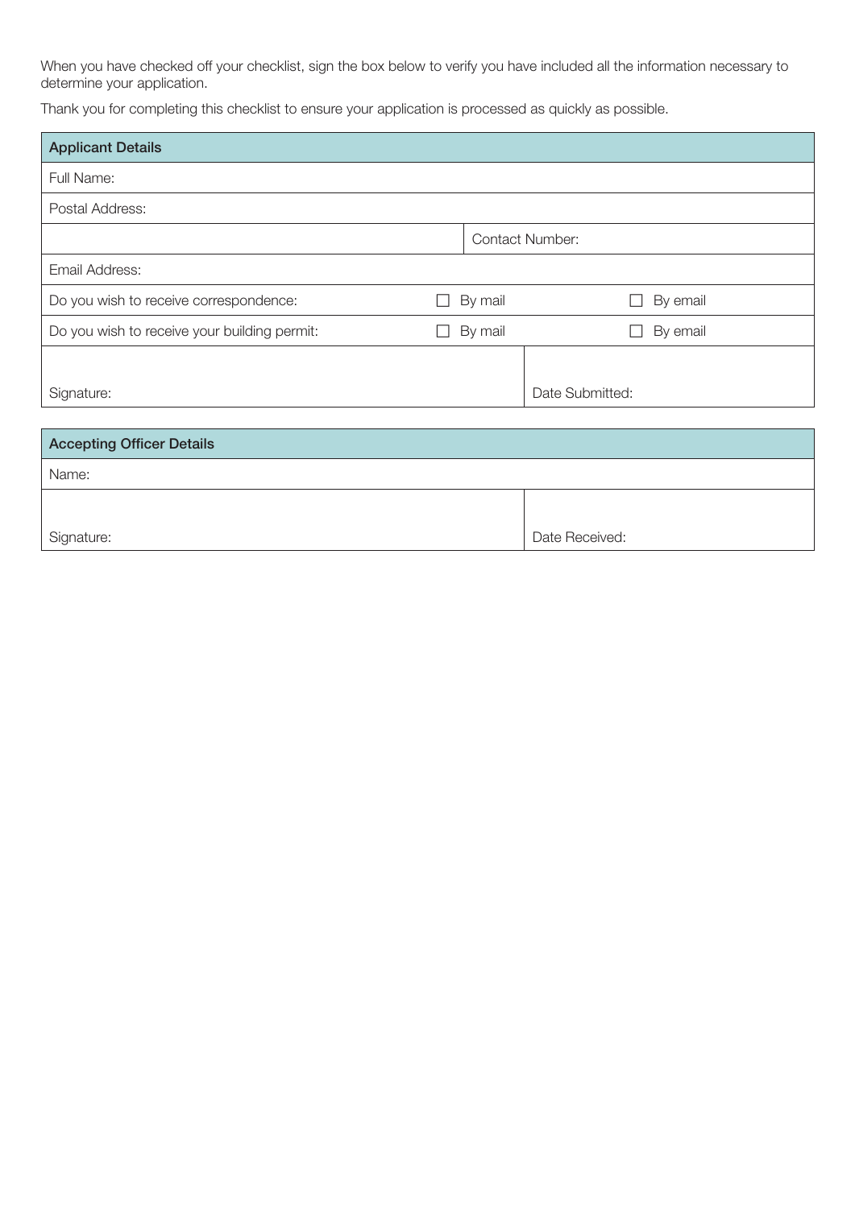When you have checked off your checklist, sign the box below to verify you have included all the information necessary to determine your application.

Thank you for completing this checklist to ensure your application is processed as quickly as possible.

| Applicant Details | | |
|---|---|---|
| Full Name: | | |
| Postal Address: | | |
| | Contact Number: | |
| Email Address: | | |
| Do you wish to receive correspondence: | ☐ By mail | ☐ By email |
| Do you wish to receive your building permit: | ☐ By mail | ☐ By email |
| Signature: | Date Submitted: | |

| Accepting Officer Details | |
|---|---|
| Name: | |
| Signature: | Date Received: |